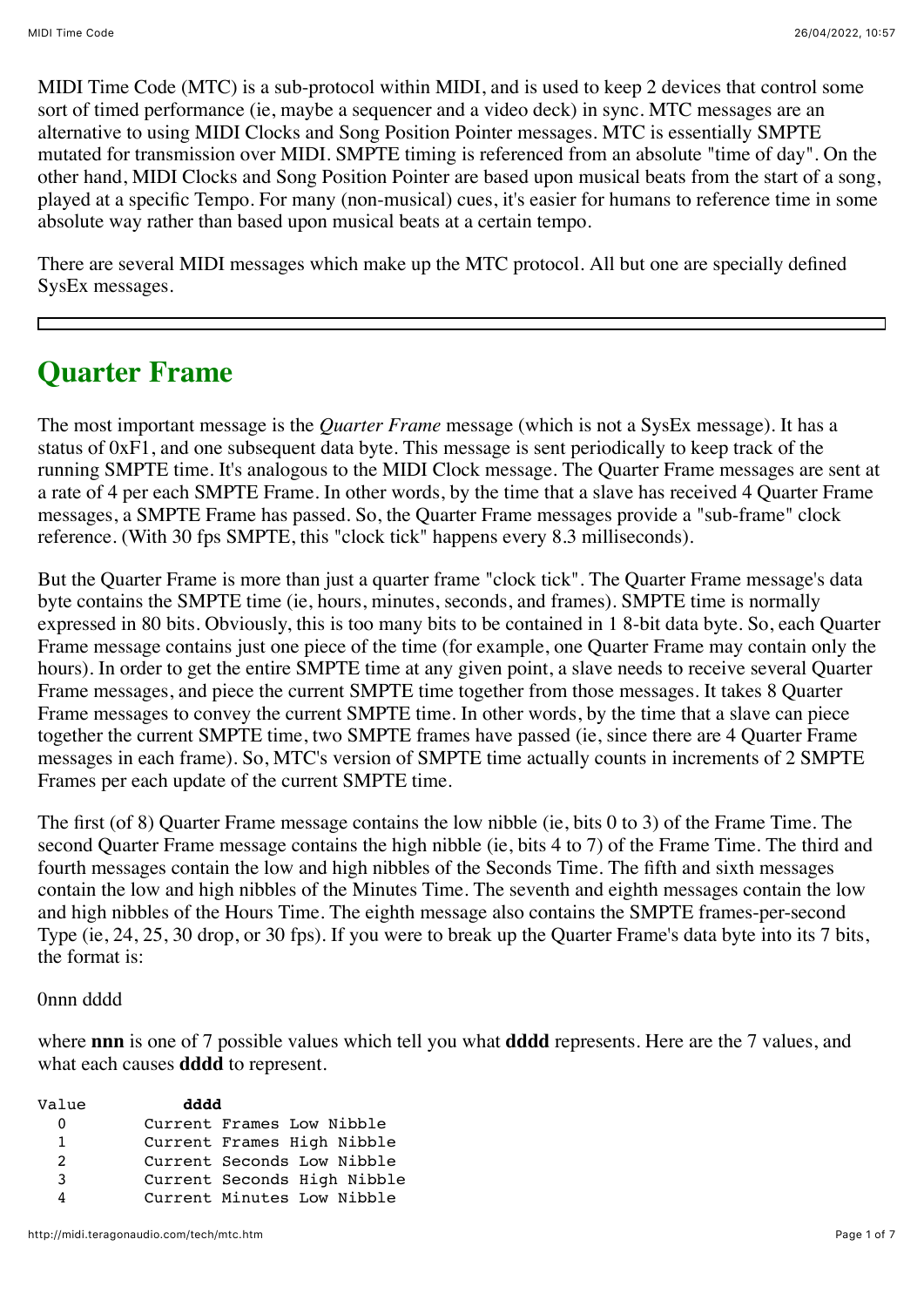MIDI Time Code (MTC) is a sub-protocol within MIDI, and is used to keep 2 devices that control some sort of timed performance (ie, maybe a sequencer and a video deck) in sync. MTC messages are an alternative to using MIDI Clocks and Song Position Pointer messages. MTC is essentially SMPTE mutated for transmission over MIDI. SMPTE timing is referenced from an absolute "time of day". On the other hand, MIDI Clocks and Song Position Pointer are based upon musical beats from the start of a song, played at a specific Tempo. For many (non-musical) cues, it's easier for humans to reference time in some absolute way rather than based upon musical beats at a certain tempo.

There are several MIDI messages which make up the MTC protocol. All but one are specially defined SysEx messages.

---

## Quarter Frame

The most important message is the *Quarter Frame* message (which is not a SysEx message). It has a status of 0xF1, and one subsequent data byte. This message is sent periodically to keep track of the running SMPTE time. It's analogous to the MIDI Clock message. The Quarter Frame messages are sent at a rate of 4 per each SMPTE Frame. In other words, by the time that a slave has received 4 Quarter Frame messages, a SMPTE Frame has passed. So, the Quarter Frame messages provide a "sub-frame" clock reference. (With 30 fps SMPTE, this "clock tick" happens every 8.3 milliseconds).

But the Quarter Frame is more than just a quarter frame "clock tick". The Quarter Frame message's data byte contains the SMPTE time (ie, hours, minutes, seconds, and frames). SMPTE time is normally expressed in 80 bits. Obviously, this is too many bits to be contained in 1 8-bit data byte. So, each Quarter Frame message contains just one piece of the time (for example, one Quarter Frame may contain only the hours). In order to get the entire SMPTE time at any given point, a slave needs to receive several Quarter Frame messages, and piece the current SMPTE time together from those messages. It takes 8 Quarter Frame messages to convey the current SMPTE time. In other words, by the time that a slave can piece together the current SMPTE time, two SMPTE frames have passed (ie, since there are 4 Quarter Frame messages in each frame). So, MTC's version of SMPTE time actually counts in increments of 2 SMPTE Frames per each update of the current SMPTE time.

The first (of 8) Quarter Frame message contains the low nibble (ie, bits 0 to 3) of the Frame Time. The second Quarter Frame message contains the high nibble (ie, bits 4 to 7) of the Frame Time. The third and fourth messages contain the low and high nibbles of the Seconds Time. The fifth and sixth messages contain the low and high nibbles of the Minutes Time. The seventh and eighth messages contain the low and high nibbles of the Hours Time. The eighth message also contains the SMPTE frames-per-second Type (ie, 24, 25, 30 drop, or 30 fps). If you were to break up the Quarter Frame's data byte into its 7 bits, the format is:

0nnn dddd

where **nnn** is one of 7 possible values which tell you what **dddd** represents. Here are the 7 values, and what each causes **dddd** to represent.

```
Value       dddd
  0       Current Frames Low Nibble
  1       Current Frames High Nibble
  2       Current Seconds Low Nibble
  3       Current Seconds High Nibble
  4       Current Minutes Low Nibble
```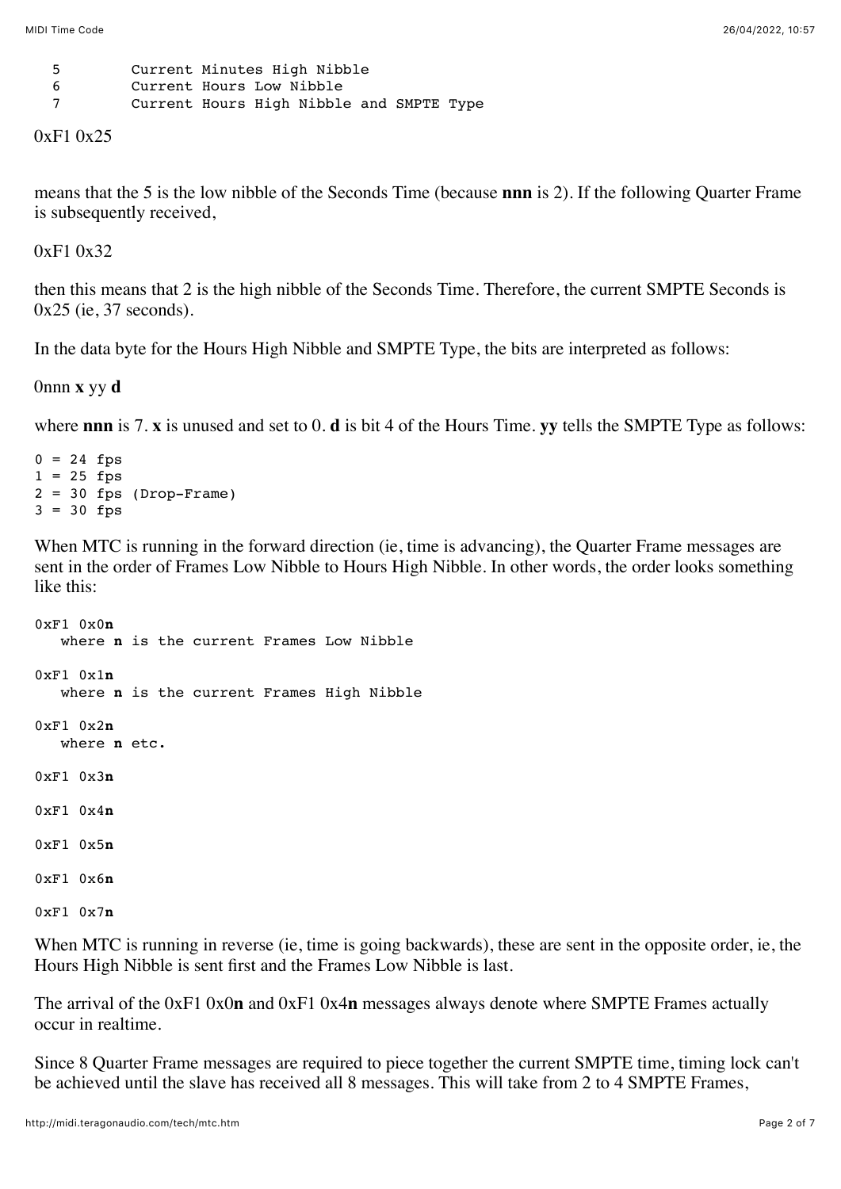```
 5        Current Minutes High Nibble
 6        Current Hours Low Nibble
 7        Current Hours High Nibble and SMPTE Type
```

0xF1 0x25

means that the 5 is the low nibble of the Seconds Time (because **nnn** is 2). If the following Quarter Frame is subsequently received,

0xF1 0x32

then this means that 2 is the high nibble of the Seconds Time. Therefore, the current SMPTE Seconds is 0x25 (ie, 37 seconds).

In the data byte for the Hours High Nibble and SMPTE Type, the bits are interpreted as follows:

0nnn **x** yy **d**

where **nnn** is 7. **x** is unused and set to 0. **d** is bit 4 of the Hours Time. **yy** tells the SMPTE Type as follows:

```
0 = 24 fps
1 = 25 fps
2 = 30 fps (Drop-Frame)
3 = 30 fps
```

When MTC is running in the forward direction (ie, time is advancing), the Quarter Frame messages are sent in the order of Frames Low Nibble to Hours High Nibble. In other words, the order looks something like this:

```
0xF1 0x0n
   where n is the current Frames Low Nibble

0xF1 0x1n
   where n is the current Frames High Nibble

0xF1 0x2n
   where n etc.

0xF1 0x3n

0xF1 0x4n

0xF1 0x5n

0xF1 0x6n

0xF1 0x7n
```

When MTC is running in reverse (ie, time is going backwards), these are sent in the opposite order, ie, the Hours High Nibble is sent first and the Frames Low Nibble is last.

The arrival of the 0xF1 0x0**n** and 0xF1 0x4**n** messages always denote where SMPTE Frames actually occur in realtime.

Since 8 Quarter Frame messages are required to piece together the current SMPTE time, timing lock can't be achieved until the slave has received all 8 messages. This will take from 2 to 4 SMPTE Frames,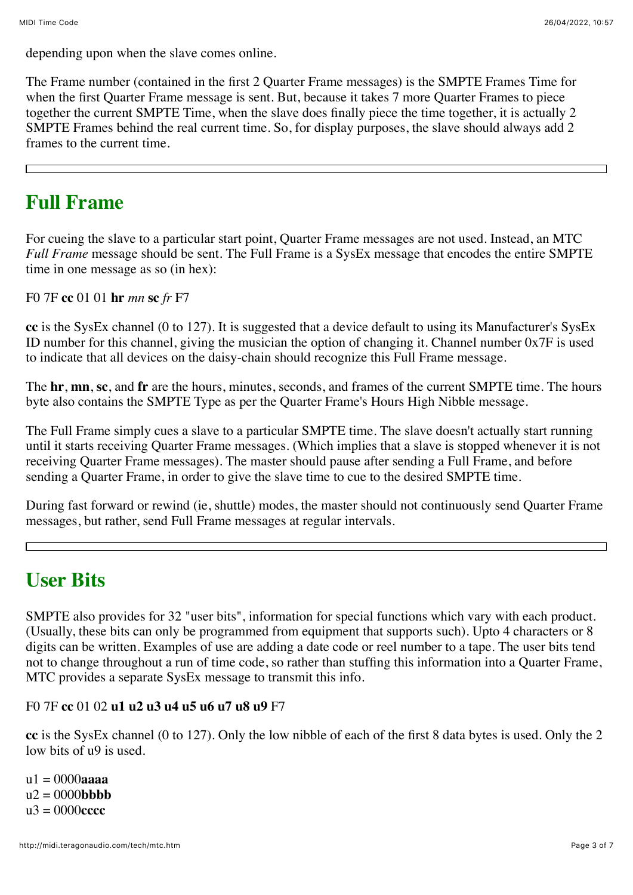depending upon when the slave comes online.

The Frame number (contained in the first 2 Quarter Frame messages) is the SMPTE Frames Time for when the first Quarter Frame message is sent. But, because it takes 7 more Quarter Frames to piece together the current SMPTE Time, when the slave does finally piece the time together, it is actually 2 SMPTE Frames behind the real current time. So, for display purposes, the slave should always add 2 frames to the current time.

---

## Full Frame

For cueing the slave to a particular start point, Quarter Frame messages are not used. Instead, an MTC *Full Frame* message should be sent. The Full Frame is a SysEx message that encodes the entire SMPTE time in one message as so (in hex):

F0 7F **cc** 01 01 **hr** *mn* **sc** *fr* F7

**cc** is the SysEx channel (0 to 127). It is suggested that a device default to using its Manufacturer's SysEx ID number for this channel, giving the musician the option of changing it. Channel number 0x7F is used to indicate that all devices on the daisy-chain should recognize this Full Frame message.

The **hr**, **mn**, **sc**, and **fr** are the hours, minutes, seconds, and frames of the current SMPTE time. The hours byte also contains the SMPTE Type as per the Quarter Frame's Hours High Nibble message.

The Full Frame simply cues a slave to a particular SMPTE time. The slave doesn't actually start running until it starts receiving Quarter Frame messages. (Which implies that a slave is stopped whenever it is not receiving Quarter Frame messages). The master should pause after sending a Full Frame, and before sending a Quarter Frame, in order to give the slave time to cue to the desired SMPTE time.

During fast forward or rewind (ie, shuttle) modes, the master should not continuously send Quarter Frame messages, but rather, send Full Frame messages at regular intervals.

---

## User Bits

SMPTE also provides for 32 "user bits", information for special functions which vary with each product. (Usually, these bits can only be programmed from equipment that supports such). Upto 4 characters or 8 digits can be written. Examples of use are adding a date code or reel number to a tape. The user bits tend not to change throughout a run of time code, so rather than stuffing this information into a Quarter Frame, MTC provides a separate SysEx message to transmit this info.

F0 7F **cc** 01 02 **u1 u2 u3 u4 u5 u6 u7 u8 u9** F7

**cc** is the SysEx channel (0 to 127). Only the low nibble of each of the first 8 data bytes is used. Only the 2 low bits of u9 is used.

u1 = 0000**aaaa**  
u2 = 0000**bbbb**  
u3 = 0000**cccc**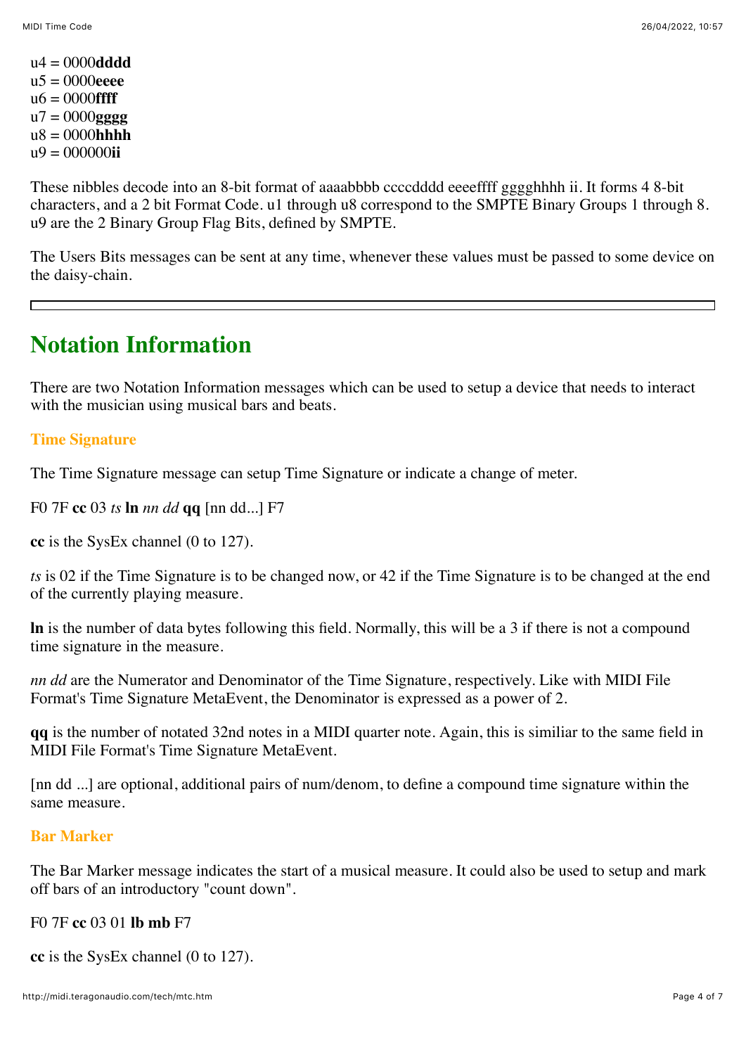u4 = 0000**dddd**
u5 = 0000**eeee**
u6 = 0000**ffff**
u7 = 0000**gggg**
u8 = 0000**hhhh**
u9 = 000000**ii**

These nibbles decode into an 8-bit format of aaaabbbb ccccdddd eeeeffff gggghhhh ii. It forms 4 8-bit characters, and a 2 bit Format Code. u1 through u8 correspond to the SMPTE Binary Groups 1 through 8. u9 are the 2 Binary Group Flag Bits, defined by SMPTE.

The Users Bits messages can be sent at any time, whenever these values must be passed to some device on the daisy-chain.

---

# Notation Information

There are two Notation Information messages which can be used to setup a device that needs to interact with the musician using musical bars and beats.

### Time Signature

The Time Signature message can setup Time Signature or indicate a change of meter.

F0 7F **cc** 03 *ts* **ln** *nn dd* **qq** [nn dd...] F7

**cc** is the SysEx channel (0 to 127).

*ts* is 02 if the Time Signature is to be changed now, or 42 if the Time Signature is to be changed at the end of the currently playing measure.

**ln** is the number of data bytes following this field. Normally, this will be a 3 if there is not a compound time signature in the measure.

*nn dd* are the Numerator and Denominator of the Time Signature, respectively. Like with MIDI File Format's Time Signature MetaEvent, the Denominator is expressed as a power of 2.

**qq** is the number of notated 32nd notes in a MIDI quarter note. Again, this is similiar to the same field in MIDI File Format's Time Signature MetaEvent.

[nn dd ...] are optional, additional pairs of num/denom, to define a compound time signature within the same measure.

### Bar Marker

The Bar Marker message indicates the start of a musical measure. It could also be used to setup and mark off bars of an introductory "count down".

F0 7F **cc** 03 01 **lb mb** F7

**cc** is the SysEx channel (0 to 127).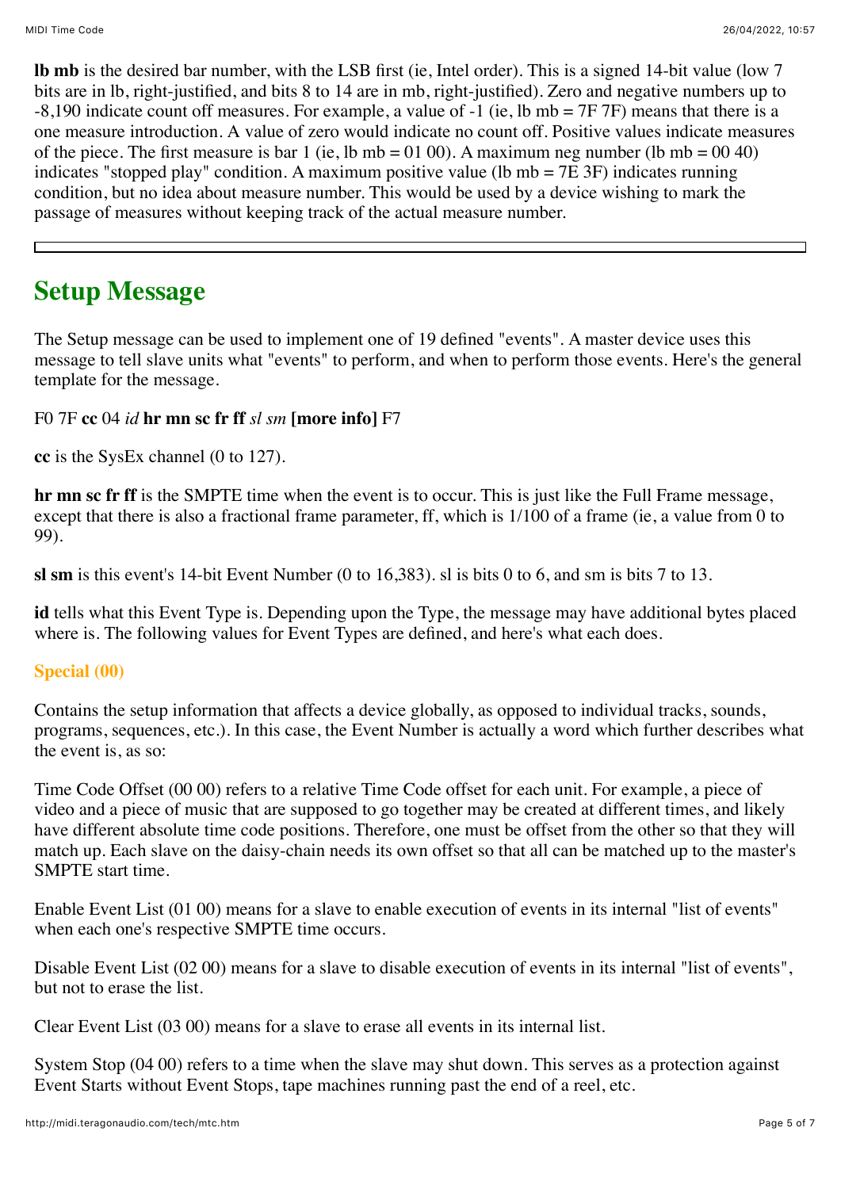**lb mb** is the desired bar number, with the LSB first (ie, Intel order). This is a signed 14-bit value (low 7 bits are in lb, right-justified, and bits 8 to 14 are in mb, right-justified). Zero and negative numbers up to -8,190 indicate count off measures. For example, a value of -1 (ie, lb mb = 7F 7F) means that there is a one measure introduction. A value of zero would indicate no count off. Positive values indicate measures of the piece. The first measure is bar 1 (ie, lb mb = 01 00). A maximum neg number (lb mb = 00 40) indicates "stopped play" condition. A maximum positive value (lb mb = 7E 3F) indicates running condition, but no idea about measure number. This would be used by a device wishing to mark the passage of measures without keeping track of the actual measure number.

---

## Setup Message

The Setup message can be used to implement one of 19 defined "events". A master device uses this message to tell slave units what "events" to perform, and when to perform those events. Here's the general template for the message.

F0 7F **cc** 04 *id* **hr mn sc fr ff** *sl sm* **[more info]** F7

**cc** is the SysEx channel (0 to 127).

**hr mn sc fr ff** is the SMPTE time when the event is to occur. This is just like the Full Frame message, except that there is also a fractional frame parameter, ff, which is 1/100 of a frame (ie, a value from 0 to 99).

**sl sm** is this event's 14-bit Event Number (0 to 16,383). sl is bits 0 to 6, and sm is bits 7 to 13.

**id** tells what this Event Type is. Depending upon the Type, the message may have additional bytes placed where is. The following values for Event Types are defined, and here's what each does.

### Special (00)

Contains the setup information that affects a device globally, as opposed to individual tracks, sounds, programs, sequences, etc.). In this case, the Event Number is actually a word which further describes what the event is, as so:

Time Code Offset (00 00) refers to a relative Time Code offset for each unit. For example, a piece of video and a piece of music that are supposed to go together may be created at different times, and likely have different absolute time code positions. Therefore, one must be offset from the other so that they will match up. Each slave on the daisy-chain needs its own offset so that all can be matched up to the master's SMPTE start time.

Enable Event List (01 00) means for a slave to enable execution of events in its internal "list of events" when each one's respective SMPTE time occurs.

Disable Event List (02 00) means for a slave to disable execution of events in its internal "list of events", but not to erase the list.

Clear Event List (03 00) means for a slave to erase all events in its internal list.

System Stop (04 00) refers to a time when the slave may shut down. This serves as a protection against Event Starts without Event Stops, tape machines running past the end of a reel, etc.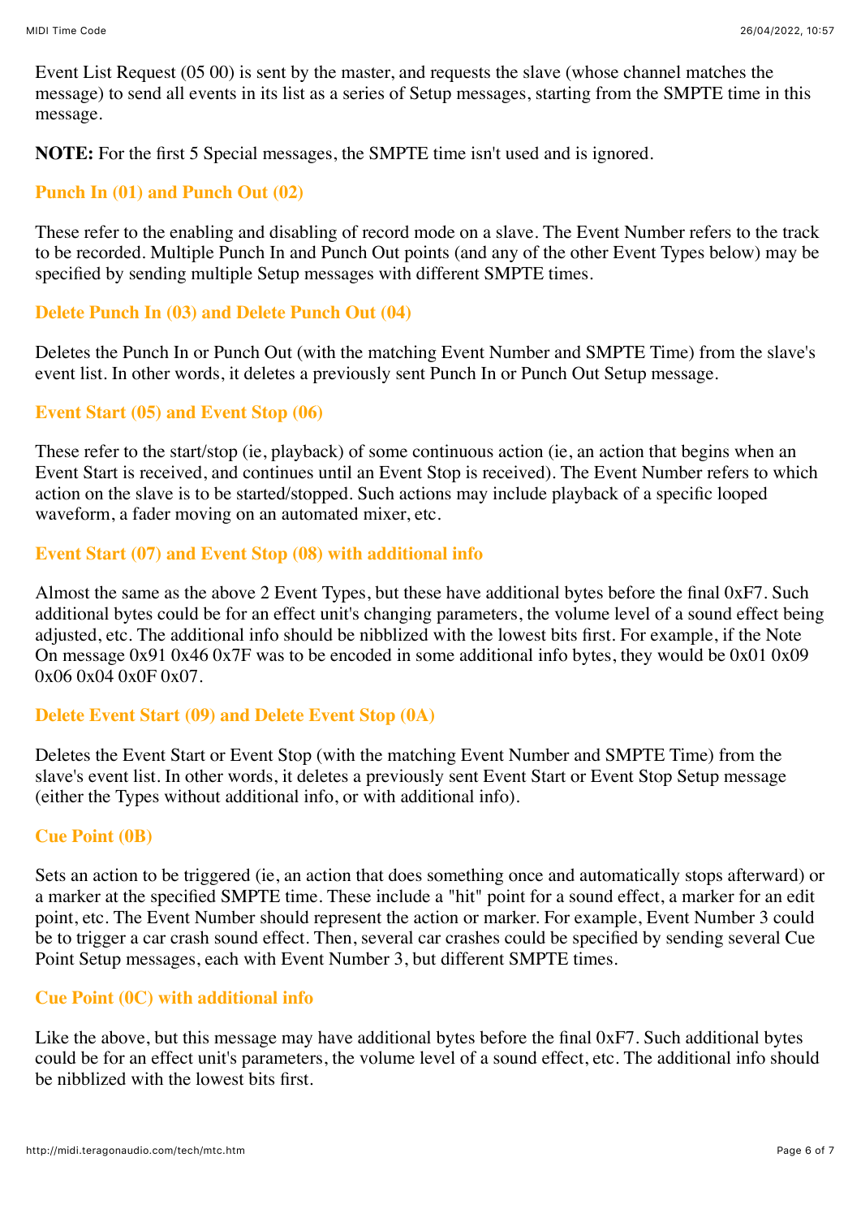Event List Request (05 00) is sent by the master, and requests the slave (whose channel matches the message) to send all events in its list as a series of Setup messages, starting from the SMPTE time in this message.

**NOTE:** For the first 5 Special messages, the SMPTE time isn't used and is ignored.

### Punch In (01) and Punch Out (02)

These refer to the enabling and disabling of record mode on a slave. The Event Number refers to the track to be recorded. Multiple Punch In and Punch Out points (and any of the other Event Types below) may be specified by sending multiple Setup messages with different SMPTE times.

### Delete Punch In (03) and Delete Punch Out (04)

Deletes the Punch In or Punch Out (with the matching Event Number and SMPTE Time) from the slave's event list. In other words, it deletes a previously sent Punch In or Punch Out Setup message.

### Event Start (05) and Event Stop (06)

These refer to the start/stop (ie, playback) of some continuous action (ie, an action that begins when an Event Start is received, and continues until an Event Stop is received). The Event Number refers to which action on the slave is to be started/stopped. Such actions may include playback of a specific looped waveform, a fader moving on an automated mixer, etc.

### Event Start (07) and Event Stop (08) with additional info

Almost the same as the above 2 Event Types, but these have additional bytes before the final 0xF7. Such additional bytes could be for an effect unit's changing parameters, the volume level of a sound effect being adjusted, etc. The additional info should be nibblized with the lowest bits first. For example, if the Note On message 0x91 0x46 0x7F was to be encoded in some additional info bytes, they would be 0x01 0x09 0x06 0x04 0x0F 0x07.

### Delete Event Start (09) and Delete Event Stop (0A)

Deletes the Event Start or Event Stop (with the matching Event Number and SMPTE Time) from the slave's event list. In other words, it deletes a previously sent Event Start or Event Stop Setup message (either the Types without additional info, or with additional info).

### Cue Point (0B)

Sets an action to be triggered (ie, an action that does something once and automatically stops afterward) or a marker at the specified SMPTE time. These include a "hit" point for a sound effect, a marker for an edit point, etc. The Event Number should represent the action or marker. For example, Event Number 3 could be to trigger a car crash sound effect. Then, several car crashes could be specified by sending several Cue Point Setup messages, each with Event Number 3, but different SMPTE times.

### Cue Point (0C) with additional info

Like the above, but this message may have additional bytes before the final 0xF7. Such additional bytes could be for an effect unit's parameters, the volume level of a sound effect, etc. The additional info should be nibblized with the lowest bits first.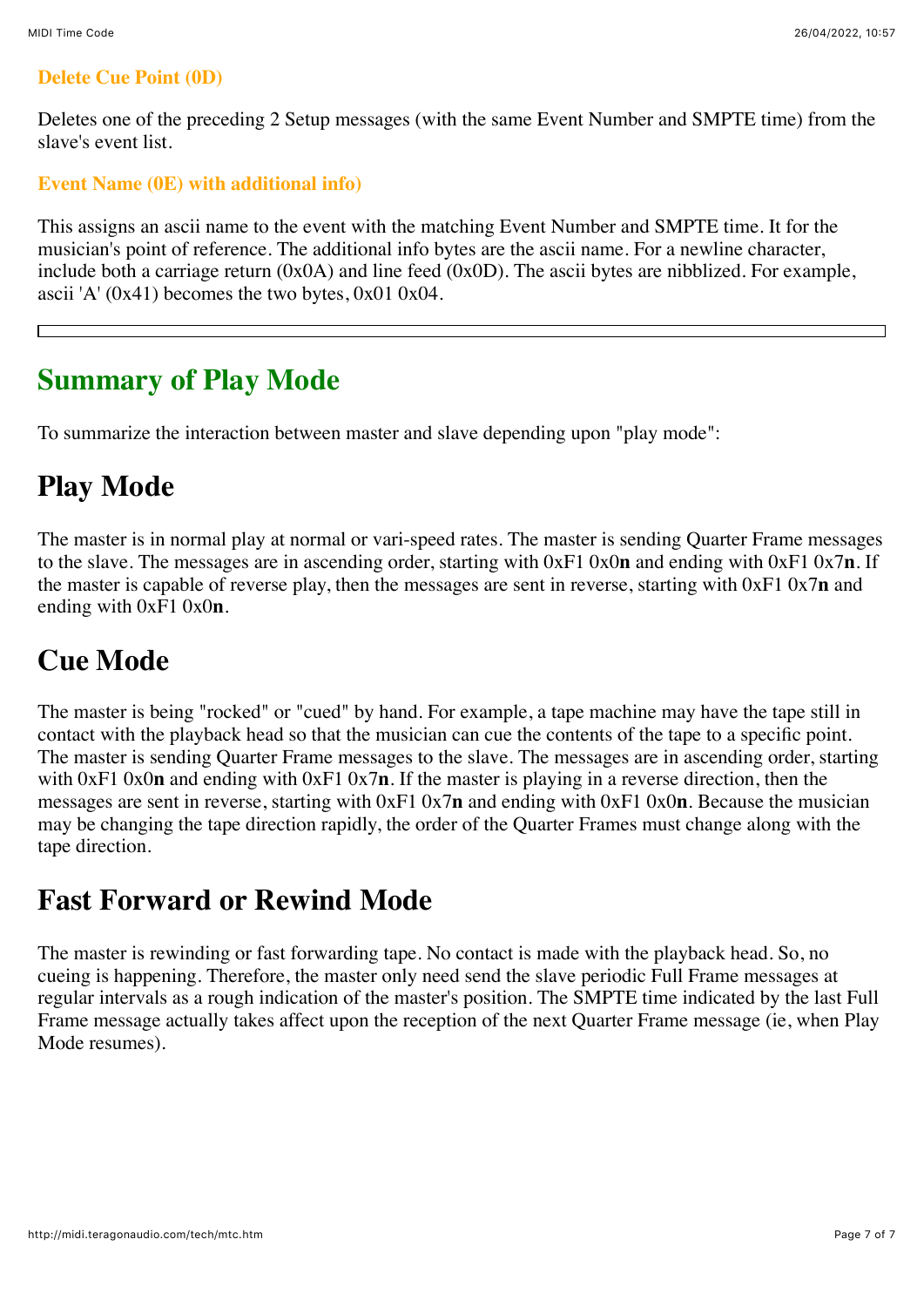### Delete Cue Point (0D)

Deletes one of the preceding 2 Setup messages (with the same Event Number and SMPTE time) from the slave's event list.

### Event Name (0E) with additional info)

This assigns an ascii name to the event with the matching Event Number and SMPTE time. It for the musician's point of reference. The additional info bytes are the ascii name. For a newline character, include both a carriage return (0x0A) and line feed (0x0D). The ascii bytes are nibblized. For example, ascii 'A' (0x41) becomes the two bytes, 0x01 0x04.

---

## Summary of Play Mode

To summarize the interaction between master and slave depending upon "play mode":

# Play Mode

The master is in normal play at normal or vari-speed rates. The master is sending Quarter Frame messages to the slave. The messages are in ascending order, starting with 0xF1 0x0**n** and ending with 0xF1 0x7**n**. If the master is capable of reverse play, then the messages are sent in reverse, starting with 0xF1 0x7**n** and ending with 0xF1 0x0**n**.

# Cue Mode

The master is being "rocked" or "cued" by hand. For example, a tape machine may have the tape still in contact with the playback head so that the musician can cue the contents of the tape to a specific point. The master is sending Quarter Frame messages to the slave. The messages are in ascending order, starting with 0xF1 0x0**n** and ending with 0xF1 0x7**n**. If the master is playing in a reverse direction, then the messages are sent in reverse, starting with 0xF1 0x7**n** and ending with 0xF1 0x0**n**. Because the musician may be changing the tape direction rapidly, the order of the Quarter Frames must change along with the tape direction.

# Fast Forward or Rewind Mode

The master is rewinding or fast forwarding tape. No contact is made with the playback head. So, no cueing is happening. Therefore, the master only need send the slave periodic Full Frame messages at regular intervals as a rough indication of the master's position. The SMPTE time indicated by the last Full Frame message actually takes affect upon the reception of the next Quarter Frame message (ie, when Play Mode resumes).